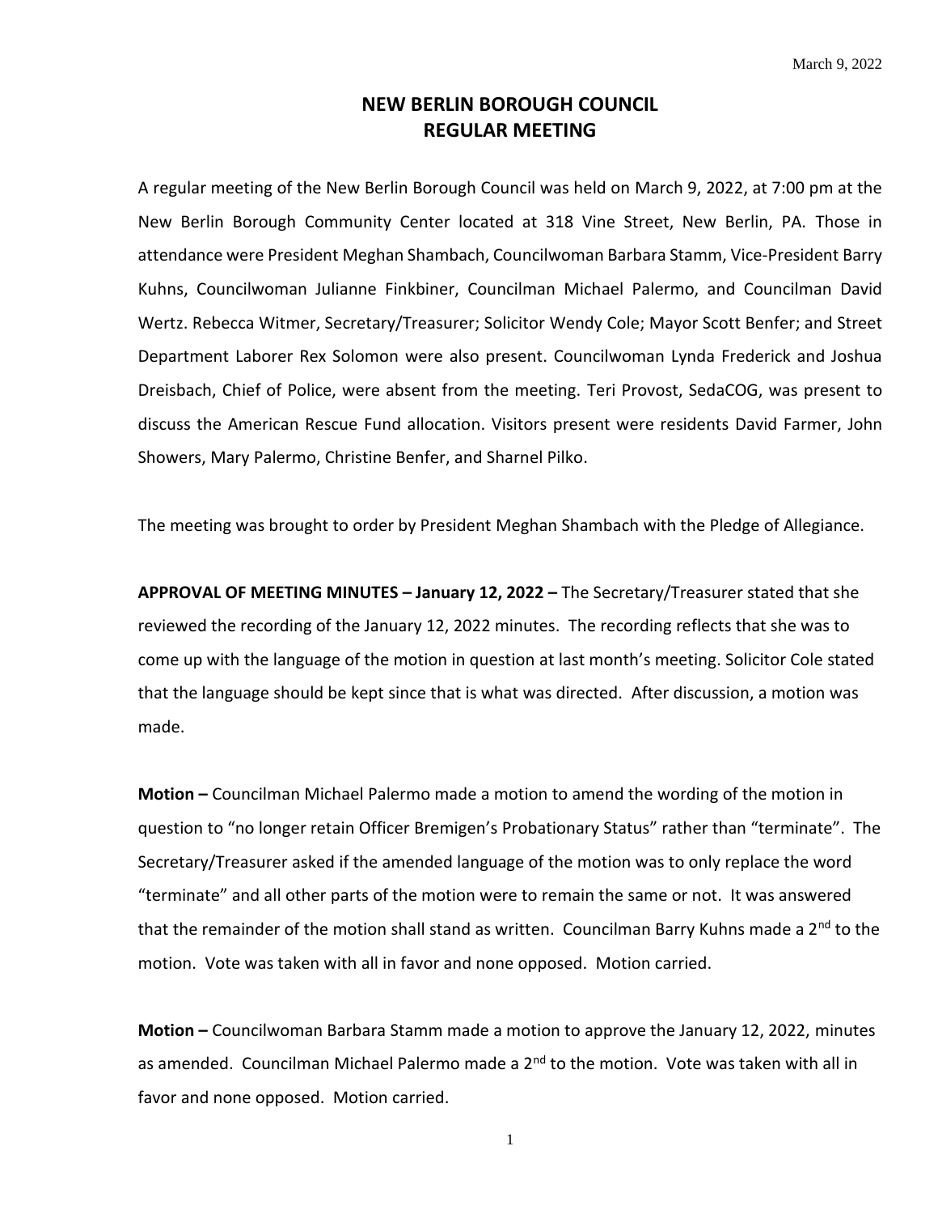March 9, 2022

# NEW BERLIN BOROUGH COUNCIL
# REGULAR MEETING

A regular meeting of the New Berlin Borough Council was held on March 9, 2022, at 7:00 pm at the New Berlin Borough Community Center located at 318 Vine Street, New Berlin, PA. Those in attendance were President Meghan Shambach, Councilwoman Barbara Stamm, Vice-President Barry Kuhns, Councilwoman Julianne Finkbiner, Councilman Michael Palermo, and Councilman David Wertz. Rebecca Witmer, Secretary/Treasurer; Solicitor Wendy Cole; Mayor Scott Benfer; and Street Department Laborer Rex Solomon were also present. Councilwoman Lynda Frederick and Joshua Dreisbach, Chief of Police, were absent from the meeting. Teri Provost, SedaCOG, was present to discuss the American Rescue Fund allocation. Visitors present were residents David Farmer, John Showers, Mary Palermo, Christine Benfer, and Sharnel Pilko.

The meeting was brought to order by President Meghan Shambach with the Pledge of Allegiance.

**APPROVAL OF MEETING MINUTES – January 12, 2022 –** The Secretary/Treasurer stated that she reviewed the recording of the January 12, 2022 minutes. The recording reflects that she was to come up with the language of the motion in question at last month's meeting. Solicitor Cole stated that the language should be kept since that is what was directed. After discussion, a motion was made.

**Motion –** Councilman Michael Palermo made a motion to amend the wording of the motion in question to "no longer retain Officer Bremigen's Probationary Status" rather than "terminate". The Secretary/Treasurer asked if the amended language of the motion was to only replace the word "terminate" and all other parts of the motion were to remain the same or not. It was answered that the remainder of the motion shall stand as written. Councilman Barry Kuhns made a 2nd to the motion. Vote was taken with all in favor and none opposed. Motion carried.

**Motion –** Councilwoman Barbara Stamm made a motion to approve the January 12, 2022, minutes as amended. Councilman Michael Palermo made a 2nd to the motion. Vote was taken with all in favor and none opposed. Motion carried.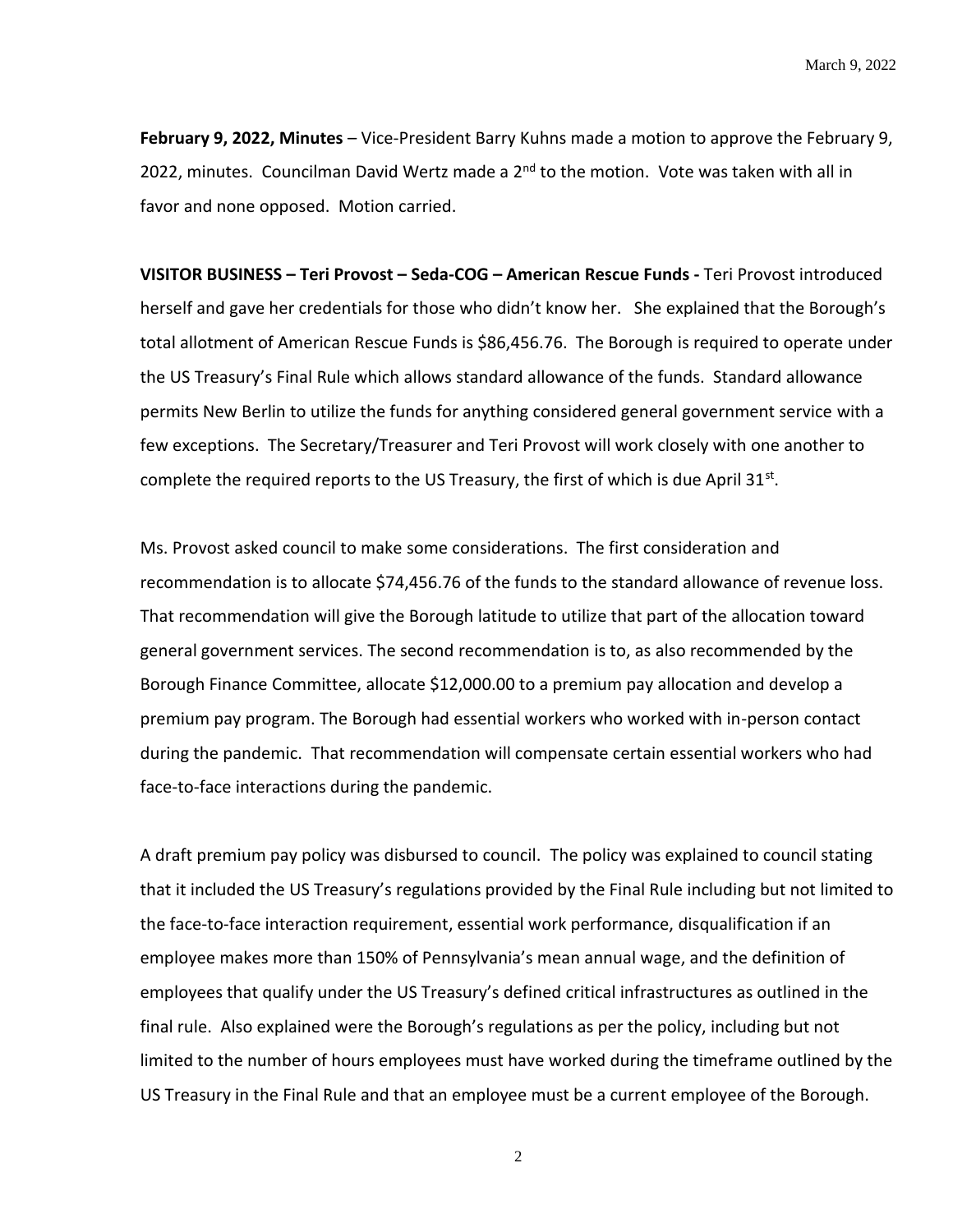**February 9, 2022, Minutes** – Vice-President Barry Kuhns made a motion to approve the February 9, 2022, minutes. Councilman David Wertz made a 2nd to the motion. Vote was taken with all in favor and none opposed. Motion carried.

**VISITOR BUSINESS – Teri Provost – Seda-COG – American Rescue Funds -** Teri Provost introduced herself and gave her credentials for those who didn't know her. She explained that the Borough's total allotment of American Rescue Funds is $86,456.76. The Borough is required to operate under the US Treasury's Final Rule which allows standard allowance of the funds. Standard allowance permits New Berlin to utilize the funds for anything considered general government service with a few exceptions. The Secretary/Treasurer and Teri Provost will work closely with one another to complete the required reports to the US Treasury, the first of which is due April 31st.

Ms. Provost asked council to make some considerations. The first consideration and recommendation is to allocate $74,456.76 of the funds to the standard allowance of revenue loss. That recommendation will give the Borough latitude to utilize that part of the allocation toward general government services. The second recommendation is to, as also recommended by the Borough Finance Committee, allocate $12,000.00 to a premium pay allocation and develop a premium pay program. The Borough had essential workers who worked with in-person contact during the pandemic. That recommendation will compensate certain essential workers who had face-to-face interactions during the pandemic.

A draft premium pay policy was disbursed to council. The policy was explained to council stating that it included the US Treasury's regulations provided by the Final Rule including but not limited to the face-to-face interaction requirement, essential work performance, disqualification if an employee makes more than 150% of Pennsylvania's mean annual wage, and the definition of employees that qualify under the US Treasury's defined critical infrastructures as outlined in the final rule. Also explained were the Borough's regulations as per the policy, including but not limited to the number of hours employees must have worked during the timeframe outlined by the US Treasury in the Final Rule and that an employee must be a current employee of the Borough.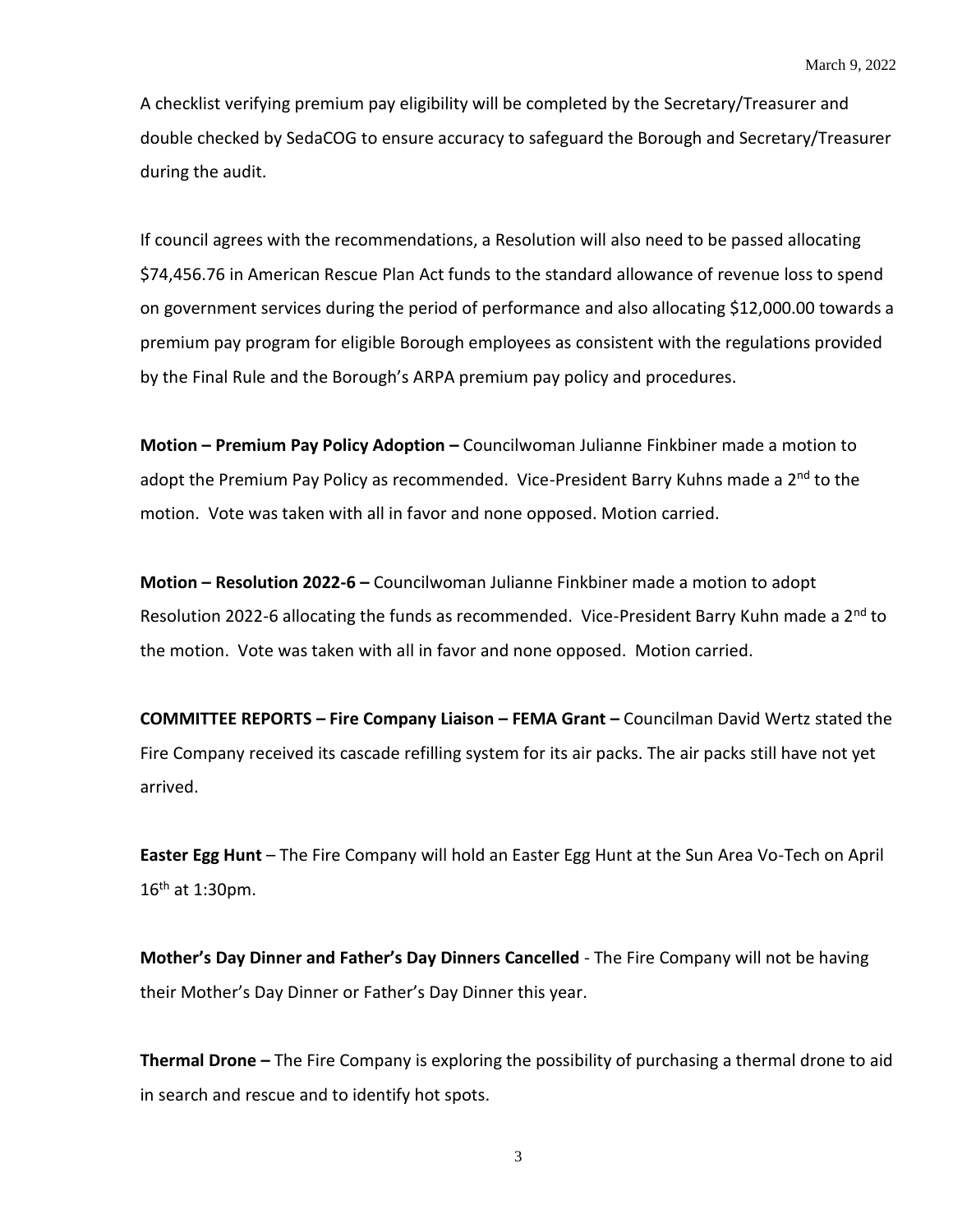A checklist verifying premium pay eligibility will be completed by the Secretary/Treasurer and double checked by SedaCOG to ensure accuracy to safeguard the Borough and Secretary/Treasurer during the audit.

If council agrees with the recommendations, a Resolution will also need to be passed allocating $74,456.76 in American Rescue Plan Act funds to the standard allowance of revenue loss to spend on government services during the period of performance and also allocating $12,000.00 towards a premium pay program for eligible Borough employees as consistent with the regulations provided by the Final Rule and the Borough's ARPA premium pay policy and procedures.

**Motion – Premium Pay Policy Adoption –** Councilwoman Julianne Finkbiner made a motion to adopt the Premium Pay Policy as recommended. Vice-President Barry Kuhns made a 2nd to the motion. Vote was taken with all in favor and none opposed. Motion carried.

**Motion – Resolution 2022-6 –** Councilwoman Julianne Finkbiner made a motion to adopt Resolution 2022-6 allocating the funds as recommended. Vice-President Barry Kuhn made a 2nd to the motion. Vote was taken with all in favor and none opposed. Motion carried.

**COMMITTEE REPORTS – Fire Company Liaison – FEMA Grant –** Councilman David Wertz stated the Fire Company received its cascade refilling system for its air packs. The air packs still have not yet arrived.

**Easter Egg Hunt** – The Fire Company will hold an Easter Egg Hunt at the Sun Area Vo-Tech on April 16th at 1:30pm.

**Mother's Day Dinner and Father's Day Dinners Cancelled** - The Fire Company will not be having their Mother's Day Dinner or Father's Day Dinner this year.

**Thermal Drone –** The Fire Company is exploring the possibility of purchasing a thermal drone to aid in search and rescue and to identify hot spots.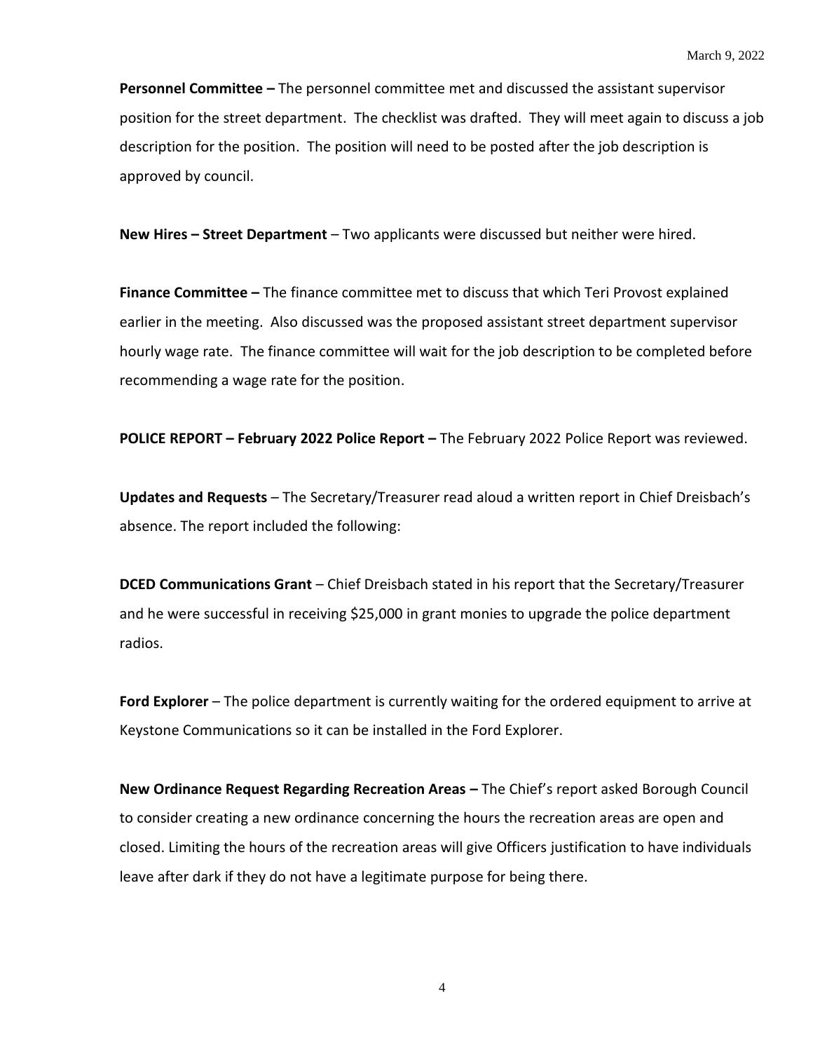**Personnel Committee –** The personnel committee met and discussed the assistant supervisor position for the street department. The checklist was drafted. They will meet again to discuss a job description for the position. The position will need to be posted after the job description is approved by council.

**New Hires – Street Department** – Two applicants were discussed but neither were hired.

**Finance Committee –** The finance committee met to discuss that which Teri Provost explained earlier in the meeting. Also discussed was the proposed assistant street department supervisor hourly wage rate. The finance committee will wait for the job description to be completed before recommending a wage rate for the position.

**POLICE REPORT – February 2022 Police Report –** The February 2022 Police Report was reviewed.

**Updates and Requests** – The Secretary/Treasurer read aloud a written report in Chief Dreisbach's absence. The report included the following:

**DCED Communications Grant** – Chief Dreisbach stated in his report that the Secretary/Treasurer and he were successful in receiving $25,000 in grant monies to upgrade the police department radios.

**Ford Explorer** – The police department is currently waiting for the ordered equipment to arrive at Keystone Communications so it can be installed in the Ford Explorer.

**New Ordinance Request Regarding Recreation Areas –** The Chief's report asked Borough Council to consider creating a new ordinance concerning the hours the recreation areas are open and closed. Limiting the hours of the recreation areas will give Officers justification to have individuals leave after dark if they do not have a legitimate purpose for being there.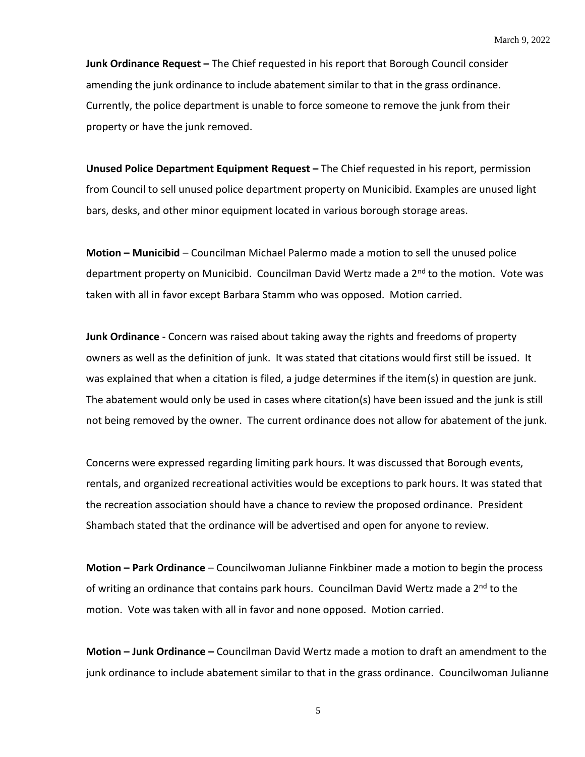**Junk Ordinance Request –** The Chief requested in his report that Borough Council consider amending the junk ordinance to include abatement similar to that in the grass ordinance. Currently, the police department is unable to force someone to remove the junk from their property or have the junk removed.

**Unused Police Department Equipment Request –** The Chief requested in his report, permission from Council to sell unused police department property on Municibid. Examples are unused light bars, desks, and other minor equipment located in various borough storage areas.

**Motion – Municibid** – Councilman Michael Palermo made a motion to sell the unused police department property on Municibid. Councilman David Wertz made a 2nd to the motion. Vote was taken with all in favor except Barbara Stamm who was opposed. Motion carried.

**Junk Ordinance** - Concern was raised about taking away the rights and freedoms of property owners as well as the definition of junk. It was stated that citations would first still be issued. It was explained that when a citation is filed, a judge determines if the item(s) in question are junk. The abatement would only be used in cases where citation(s) have been issued and the junk is still not being removed by the owner. The current ordinance does not allow for abatement of the junk.

Concerns were expressed regarding limiting park hours. It was discussed that Borough events, rentals, and organized recreational activities would be exceptions to park hours. It was stated that the recreation association should have a chance to review the proposed ordinance. President Shambach stated that the ordinance will be advertised and open for anyone to review.

**Motion – Park Ordinance** – Councilwoman Julianne Finkbiner made a motion to begin the process of writing an ordinance that contains park hours. Councilman David Wertz made a 2nd to the motion. Vote was taken with all in favor and none opposed. Motion carried.

**Motion – Junk Ordinance –** Councilman David Wertz made a motion to draft an amendment to the junk ordinance to include abatement similar to that in the grass ordinance. Councilwoman Julianne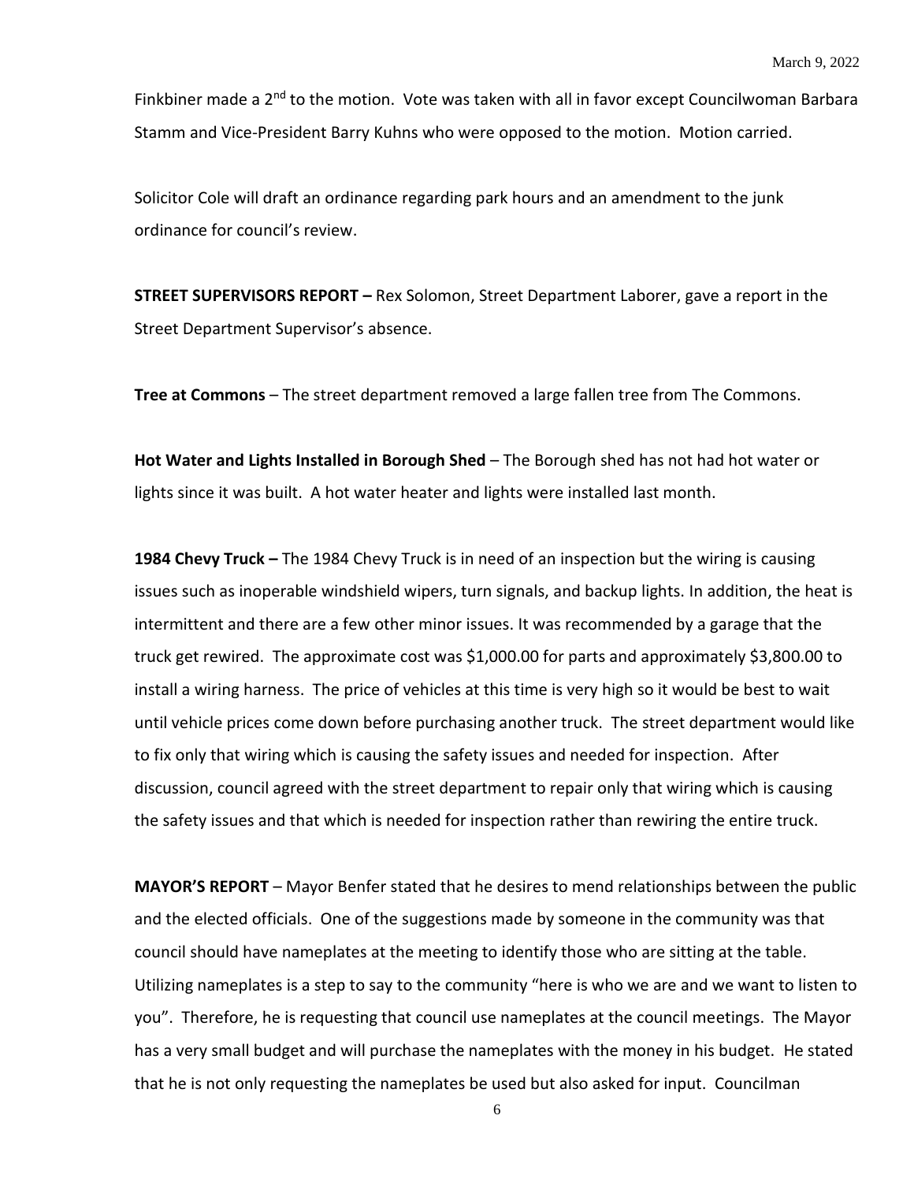Finkbiner made a 2nd to the motion. Vote was taken with all in favor except Councilwoman Barbara Stamm and Vice-President Barry Kuhns who were opposed to the motion. Motion carried.

Solicitor Cole will draft an ordinance regarding park hours and an amendment to the junk ordinance for council's review.

**STREET SUPERVISORS REPORT –** Rex Solomon, Street Department Laborer, gave a report in the Street Department Supervisor's absence.

**Tree at Commons** – The street department removed a large fallen tree from The Commons.

**Hot Water and Lights Installed in Borough Shed** – The Borough shed has not had hot water or lights since it was built. A hot water heater and lights were installed last month.

**1984 Chevy Truck –** The 1984 Chevy Truck is in need of an inspection but the wiring is causing issues such as inoperable windshield wipers, turn signals, and backup lights. In addition, the heat is intermittent and there are a few other minor issues. It was recommended by a garage that the truck get rewired. The approximate cost was $1,000.00 for parts and approximately $3,800.00 to install a wiring harness. The price of vehicles at this time is very high so it would be best to wait until vehicle prices come down before purchasing another truck. The street department would like to fix only that wiring which is causing the safety issues and needed for inspection. After discussion, council agreed with the street department to repair only that wiring which is causing the safety issues and that which is needed for inspection rather than rewiring the entire truck.

**MAYOR'S REPORT** – Mayor Benfer stated that he desires to mend relationships between the public and the elected officials. One of the suggestions made by someone in the community was that council should have nameplates at the meeting to identify those who are sitting at the table. Utilizing nameplates is a step to say to the community "here is who we are and we want to listen to you". Therefore, he is requesting that council use nameplates at the council meetings. The Mayor has a very small budget and will purchase the nameplates with the money in his budget. He stated that he is not only requesting the nameplates be used but also asked for input. Councilman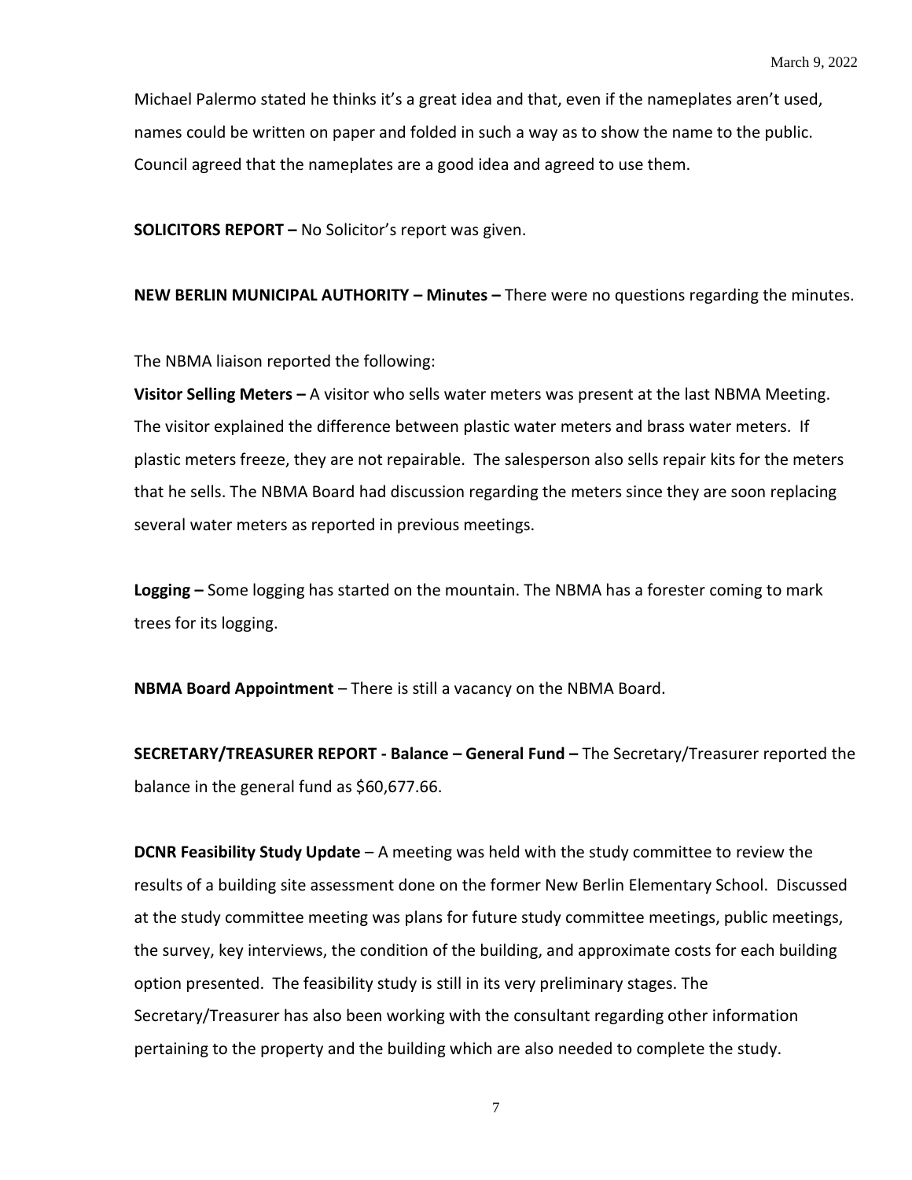Michael Palermo stated he thinks it's a great idea and that, even if the nameplates aren't used, names could be written on paper and folded in such a way as to show the name to the public. Council agreed that the nameplates are a good idea and agreed to use them.

**SOLICITORS REPORT –** No Solicitor's report was given.

**NEW BERLIN MUNICIPAL AUTHORITY – Minutes –** There were no questions regarding the minutes.

The NBMA liaison reported the following:

**Visitor Selling Meters –** A visitor who sells water meters was present at the last NBMA Meeting. The visitor explained the difference between plastic water meters and brass water meters. If plastic meters freeze, they are not repairable. The salesperson also sells repair kits for the meters that he sells. The NBMA Board had discussion regarding the meters since they are soon replacing several water meters as reported in previous meetings.

**Logging –** Some logging has started on the mountain. The NBMA has a forester coming to mark trees for its logging.

**NBMA Board Appointment** – There is still a vacancy on the NBMA Board.

**SECRETARY/TREASURER REPORT - Balance – General Fund –** The Secretary/Treasurer reported the balance in the general fund as $60,677.66.

**DCNR Feasibility Study Update** – A meeting was held with the study committee to review the results of a building site assessment done on the former New Berlin Elementary School. Discussed at the study committee meeting was plans for future study committee meetings, public meetings, the survey, key interviews, the condition of the building, and approximate costs for each building option presented. The feasibility study is still in its very preliminary stages. The Secretary/Treasurer has also been working with the consultant regarding other information pertaining to the property and the building which are also needed to complete the study.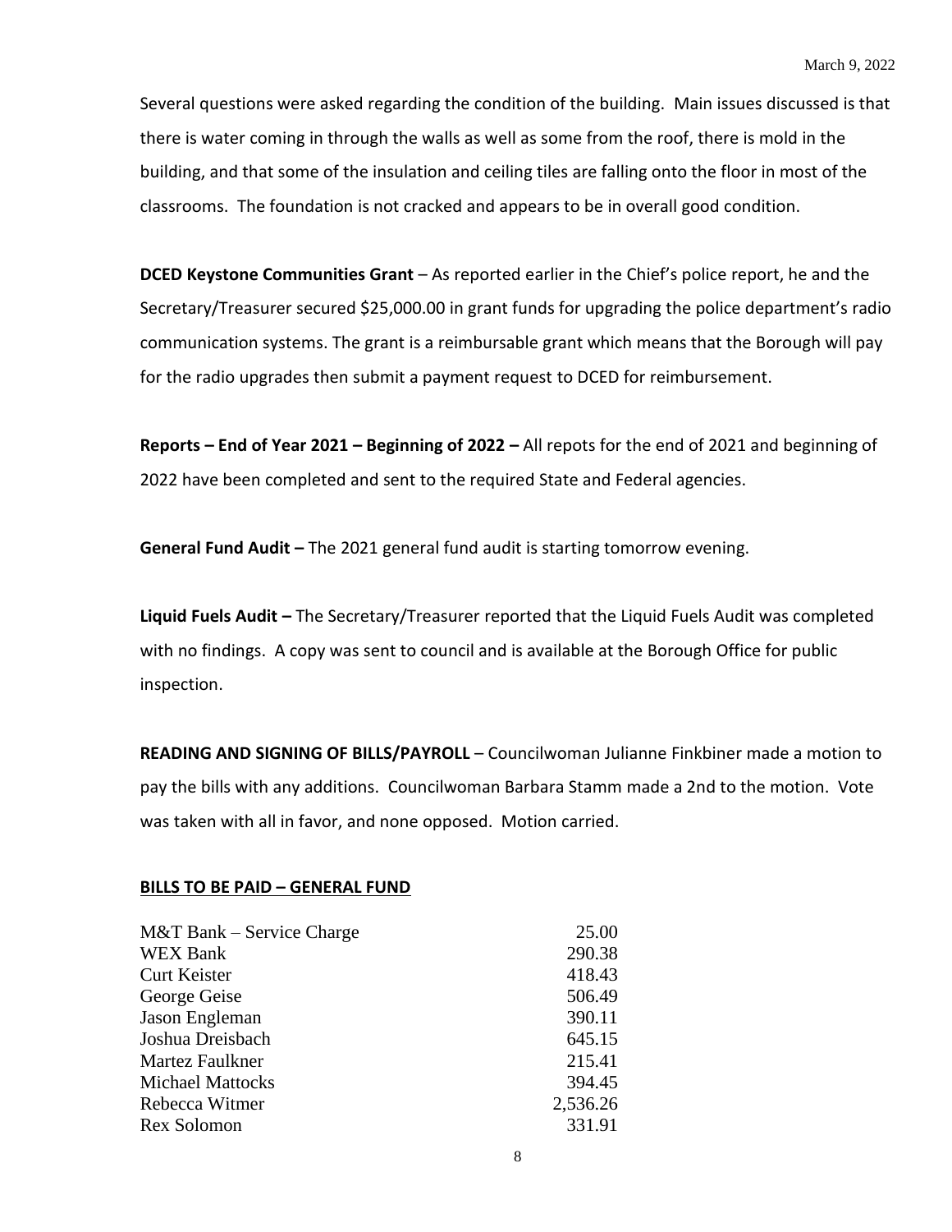Several questions were asked regarding the condition of the building. Main issues discussed is that there is water coming in through the walls as well as some from the roof, there is mold in the building, and that some of the insulation and ceiling tiles are falling onto the floor in most of the classrooms. The foundation is not cracked and appears to be in overall good condition.

**DCED Keystone Communities Grant** – As reported earlier in the Chief's police report, he and the Secretary/Treasurer secured $25,000.00 in grant funds for upgrading the police department's radio communication systems. The grant is a reimbursable grant which means that the Borough will pay for the radio upgrades then submit a payment request to DCED for reimbursement.

**Reports – End of Year 2021 – Beginning of 2022 –** All repots for the end of 2021 and beginning of 2022 have been completed and sent to the required State and Federal agencies.

**General Fund Audit –** The 2021 general fund audit is starting tomorrow evening.

**Liquid Fuels Audit –** The Secretary/Treasurer reported that the Liquid Fuels Audit was completed with no findings. A copy was sent to council and is available at the Borough Office for public inspection.

**READING AND SIGNING OF BILLS/PAYROLL** – Councilwoman Julianne Finkbiner made a motion to pay the bills with any additions. Councilwoman Barbara Stamm made a 2nd to the motion. Vote was taken with all in favor, and none opposed. Motion carried.

**BILLS TO BE PAID – GENERAL FUND**

| | |
|---|---:|
| M&T Bank – Service Charge | 25.00 |
| WEX Bank | 290.38 |
| Curt Keister | 418.43 |
| George Geise | 506.49 |
| Jason Engleman | 390.11 |
| Joshua Dreisbach | 645.15 |
| Martez Faulkner | 215.41 |
| Michael Mattocks | 394.45 |
| Rebecca Witmer | 2,536.26 |
| Rex Solomon | 331.91 |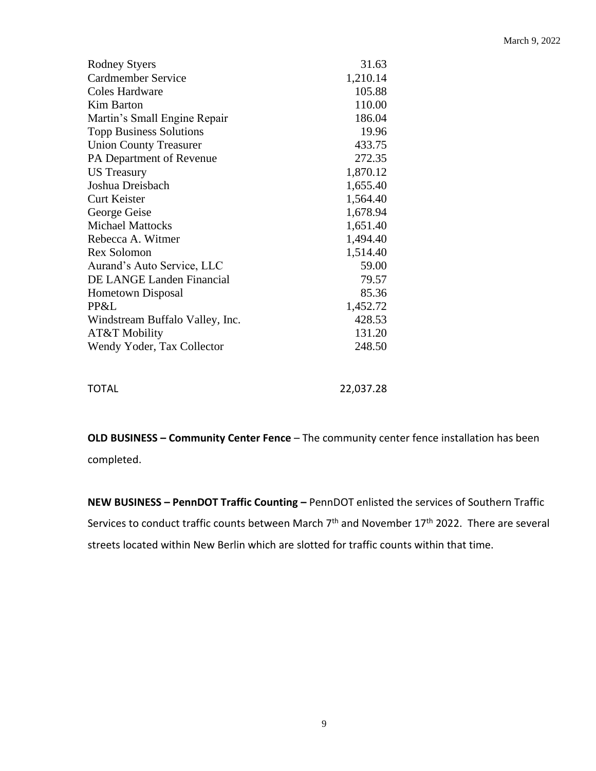March 9, 2022

| | |
|---|---|
| Rodney Styers | 31.63 |
| Cardmember Service | 1,210.14 |
| Coles Hardware | 105.88 |
| Kim Barton | 110.00 |
| Martin's Small Engine Repair | 186.04 |
| Topp Business Solutions | 19.96 |
| Union County Treasurer | 433.75 |
| PA Department of Revenue | 272.35 |
| US Treasury | 1,870.12 |
| Joshua Dreisbach | 1,655.40 |
| Curt Keister | 1,564.40 |
| George Geise | 1,678.94 |
| Michael Mattocks | 1,651.40 |
| Rebecca A. Witmer | 1,494.40 |
| Rex Solomon | 1,514.40 |
| Aurand's Auto Service, LLC | 59.00 |
| DE LANGE Landen Financial | 79.57 |
| Hometown Disposal | 85.36 |
| PP&L | 1,452.72 |
| Windstream Buffalo Valley, Inc. | 428.53 |
| AT&T Mobility | 131.20 |
| Wendy Yoder, Tax Collector | 248.50 |
| | |
| TOTAL | 22,037.28 |

**OLD BUSINESS – Community Center Fence** – The community center fence installation has been completed.

**NEW BUSINESS – PennDOT Traffic Counting –** PennDOT enlisted the services of Southern Traffic Services to conduct traffic counts between March 7th and November 17th 2022. There are several streets located within New Berlin which are slotted for traffic counts within that time.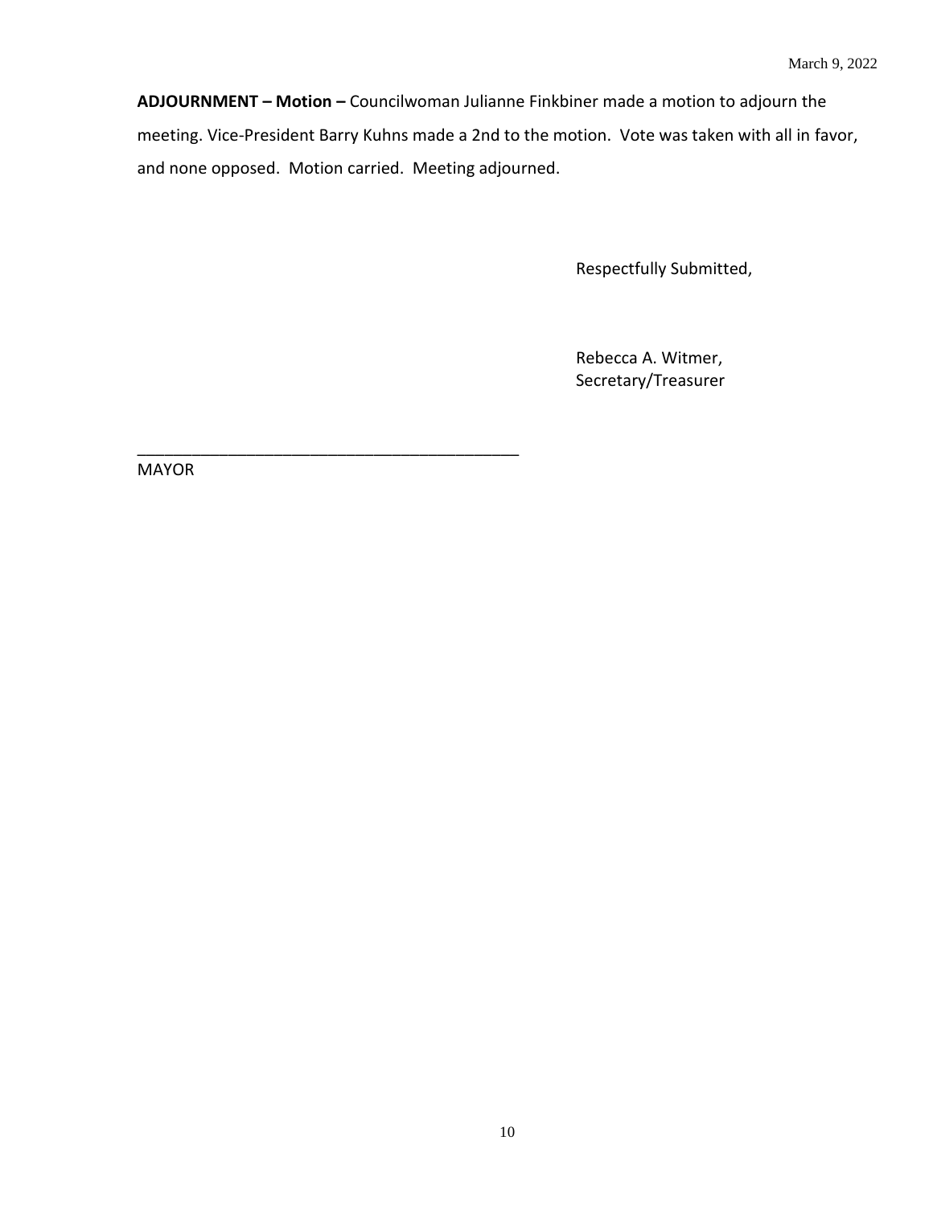**ADJOURNMENT – Motion –** Councilwoman Julianne Finkbiner made a motion to adjourn the meeting. Vice-President Barry Kuhns made a 2nd to the motion. Vote was taken with all in favor, and none opposed. Motion carried. Meeting adjourned.

Respectfully Submitted,

Rebecca A. Witmer,
Secretary/Treasurer

\_\_\_\_\_\_\_\_\_\_\_\_\_\_\_\_\_\_\_\_\_\_\_\_\_\_\_\_\_\_\_\_\_\_\_\_\_\_\_\_\_\_\_\_

MAYOR